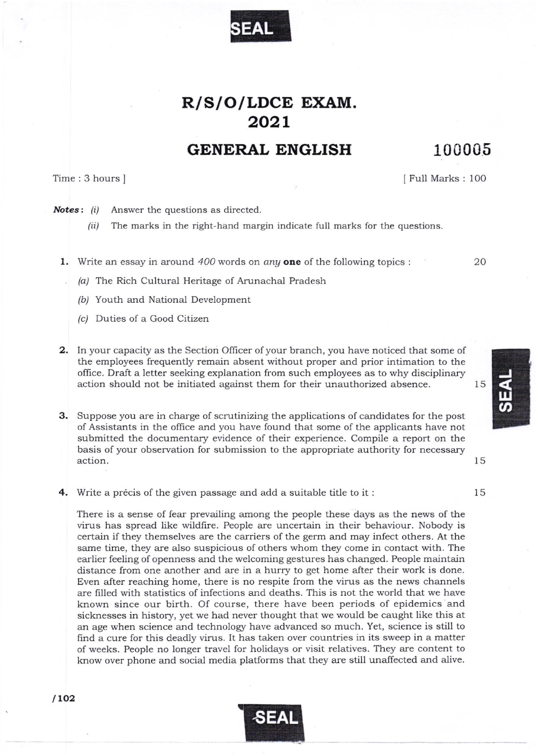# R/S/O/LDCE EXAM. 2021

## GENERAL ENGLISH

**100005**

Time : 3 hours ] [ Full Marks : 100

***Notes*** : *(i)* Answer the questions as directed.

*(ii)* The marks in the right-hand margin indicate full marks for the questions.

**1.** Write an essay in around *400* words on *any* **one** of the following topics : 20

*(a)* The Rich Cultural Heritage of Arunachal Pradesh

*(b)* Youth and National Development

*(c)* Duties of a Good Citizen

**2.** In your capacity as the Section Officer of your branch, you have noticed that some of the employees frequently remain absent without proper and prior intimation to the office. Draft a letter seeking explanation from such employees as to why disciplinary action should not be initiated against them for their unauthorized absence. 15

**3.** Suppose you are in charge of scrutinizing the applications of candidates for the post of Assistants in the office and you have found that some of the applicants have not submitted the documentary evidence of their experience. Compile a report on the basis of your observation for submission to the appropriate authority for necessary action. 15

**4.** Write a précis of the given passage and add a suitable title to it : 15

There is a sense of fear prevailing among the people these days as the news of the virus has spread like wildfire. People are uncertain in their behaviour. Nobody is certain if they themselves are the carriers of the germ and may infect others. At the same time, they are also suspicious of others whom they come in contact with. The earlier feeling of openness and the welcoming gestures has changed. People maintain distance from one another and are in a hurry to get home after their work is done. Even after reaching home, there is no respite from the virus as the news channels are filled with statistics of infections and deaths. This is not the world that we have known since our birth. Of course, there have been periods of epidemics and sicknesses in history, yet we had never thought that we would be caught like this at an age when science and technology have advanced so much. Yet, science is still to find a cure for this deadly virus. It has taken over countries in its sweep in a matter of weeks. People no longer travel for holidays or visit relatives. They are content to know over phone and social media platforms that they are still unaffected and alive.

/102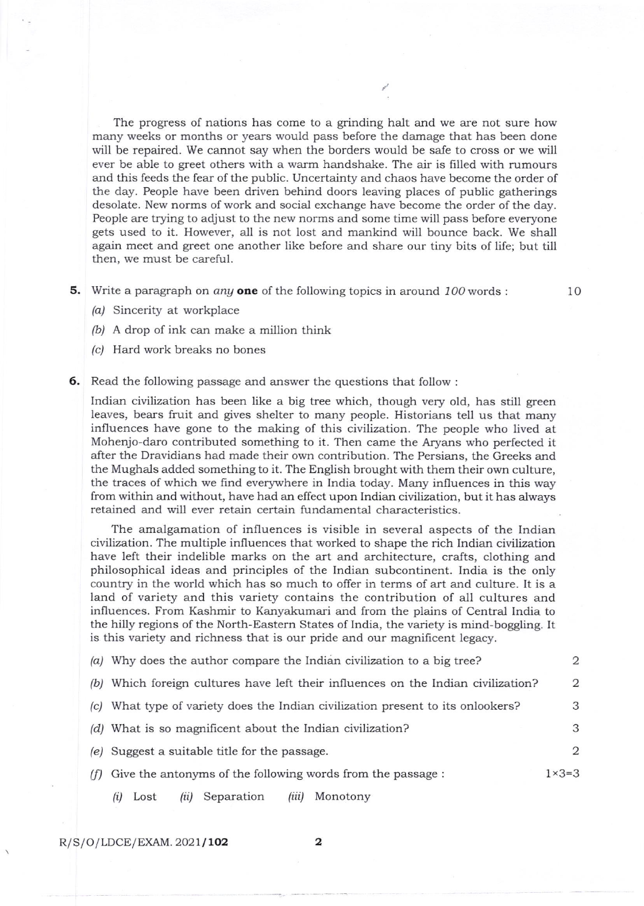The progress of nations has come to a grinding halt and we are not sure how many weeks or months or years would pass before the damage that has been done will be repaired. We cannot say when the borders would be safe to cross or we will ever be able to greet others with a warm handshake. The air is filled with rumours and this feeds the fear of the public. Uncertainty and chaos have become the order of the day. People have been driven behind doors leaving places of public gatherings desolate. New norms of work and social exchange have become the order of the day. People are trying to adjust to the new norms and some time will pass before everyone gets used to it. However, all is not lost and mankind will bounce back. We shall again meet and greet one another like before and share our tiny bits of life; but till then, we must be careful.

**5.** Write a paragraph on *any* **one** of the following topics in around *100* words : 10

*(a)* Sincerity at workplace

*(b)* A drop of ink can make a million think

*(c)* Hard work breaks no bones

**6.** Read the following passage and answer the questions that follow :

Indian civilization has been like a big tree which, though very old, has still green leaves, bears fruit and gives shelter to many people. Historians tell us that many influences have gone to the making of this civilization. The people who lived at Mohenjo-daro contributed something to it. Then came the Aryans who perfected it after the Dravidians had made their own contribution. The Persians, the Greeks and the Mughals added something to it. The English brought with them their own culture, the traces of which we find everywhere in India today. Many influences in this way from within and without, have had an effect upon Indian civilization, but it has always retained and will ever retain certain fundamental characteristics.

The amalgamation of influences is visible in several aspects of the Indian civilization. The multiple influences that worked to shape the rich Indian civilization have left their indelible marks on the art and architecture, crafts, clothing and philosophical ideas and principles of the Indian subcontinent. India is the only country in the world which has so much to offer in terms of art and culture. It is a land of variety and this variety contains the contribution of all cultures and influences. From Kashmir to Kanyakumari and from the plains of Central India to the hilly regions of the North-Eastern States of India, the variety is mind-boggling. It is this variety and richness that is our pride and our magnificent legacy.

*(a)* Why does the author compare the Indian civilization to a big tree? 2

*(b)* Which foreign cultures have left their influences on the Indian civilization? 2

*(c)* What type of variety does the Indian civilization present to its onlookers? 3

*(d)* What is so magnificent about the Indian civilization? 3

*(e)* Suggest a suitable title for the passage. 2

*(f)* Give the antonyms of the following words from the passage : 1×3=3

*(i)* Lost *(ii)* Separation *(iii)* Monotony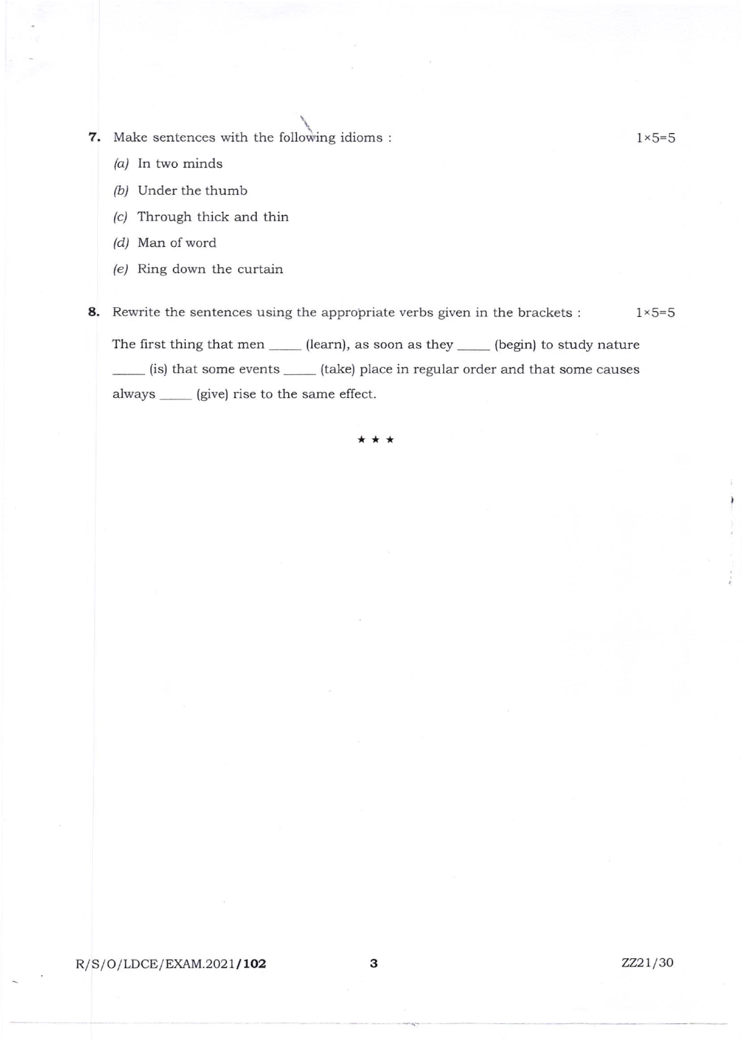7. Make sentences with the following idioms : 1×5=5

   (a) In two minds

   (b) Under the thumb

   (c) Through thick and thin

   (d) Man of word

   (e) Ring down the curtain

8. Rewrite the sentences using the appropriate verbs given in the brackets : 1×5=5

   The first thing that men _____ (learn), as soon as they _____ (begin) to study nature _____ (is) that some events _____ (take) place in regular order and that some causes always _____ (give) rise to the same effect.

★ ★ ★

R/S/O/LDCE/EXAM.2021/**102**

ZZ21/30